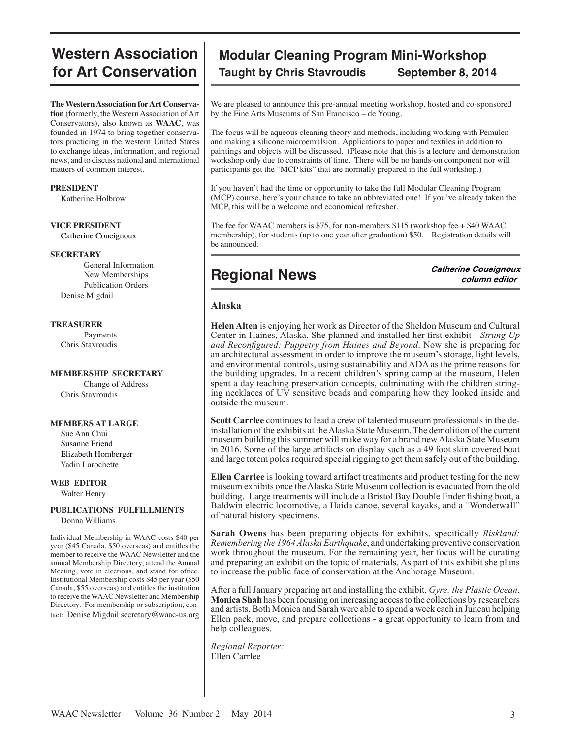# Western Association for Art Conservation

**The Western Association for Art Conservation** (formerly, the Western Association of Art Conservators), also known as **WAAC**, was founded in 1974 to bring together conservators practicing in the western United States to exchange ideas, information, and regional news, and to discuss national and international matters of common interest.

**PRESIDENT**
Katherine Holbrow

**VICE PRESIDENT**
Catherine Coueignoux

**SECRETARY**
General Information
New Memberships
Publication Orders
Denise Migdail

**TREASURER**
Payments
Chris Stavroudis

**MEMBERSHIP SECRETARY**
Change of Address
Chris Stavroudis

**MEMBERS AT LARGE**
Sue Ann Chui
Susanne Friend
Elizabeth Homberger
Yadin Larochette

**WEB EDITOR**
Walter Henry

**PUBLICATIONS FULFILLMENTS**
Donna Williams

Individual Membership in WAAC costs $40 per year ($45 Canada, $50 overseas) and entitles the member to receive the WAAC Newsletter and the annual Membership Directory, attend the Annual Meeting, vote in elections, and stand for office. Institutional Membership costs $45 per year ($50 Canada, $55 overseas) and entitles the institution to receive the WAAC Newsletter and Membership Directory. For membership or subscription, contact: Denise Migdail secretary@waac-us.org

## Modular Cleaning Program Mini-Workshop

### Taught by Chris Stavroudis September 8, 2014

We are pleased to announce this pre-annual meeting workshop, hosted and co-sponsored by the Fine Arts Museums of San Francisco – de Young.

The focus will be aqueous cleaning theory and methods, including working with Pemulen and making a silicone microemulsion. Applications to paper and textiles in addition to paintings and objects will be discussed. (Please note that this is a lecture and demonstration workshop only due to constraints of time. There will be no hands-on component nor will participants get the "MCP kits" that are normally prepared in the full workshop.)

If you haven't had the time or opportunity to take the full Modular Cleaning Program (MCP) course, here's your chance to take an abbreviated one! If you've already taken the MCP, this will be a welcome and economical refresher.

The fee for WAAC members is $75, for non-members $115 (workshop fee + $40 WAAC membership), for students (up to one year after graduation) $50. Registration details will be announced.

## Regional News

***Catherine Coueignoux column editor***

### Alaska

**Helen Alten** is enjoying her work as Director of the Sheldon Museum and Cultural Center in Haines, Alaska. She planned and installed her first exhibit - *Strung Up and Reconfigured: Puppetry from Haines and Beyond*. Now she is preparing for an architectural assessment in order to improve the museum's storage, light levels, and environmental controls, using sustainability and ADA as the prime reasons for the building upgrades. In a recent children's spring camp at the museum, Helen spent a day teaching preservation concepts, culminating with the children stringing necklaces of UV sensitive beads and comparing how they looked inside and outside the museum.

**Scott Carrlee** continues to lead a crew of talented museum professionals in the de-installation of the exhibits at the Alaska State Museum. The demolition of the current museum building this summer will make way for a brand new Alaska State Museum in 2016. Some of the large artifacts on display such as a 49 foot skin covered boat and large totem poles required special rigging to get them safely out of the building.

**Ellen Carrlee** is looking toward artifact treatments and product testing for the new museum exhibits once the Alaska State Museum collection is evacuated from the old building. Large treatments will include a Bristol Bay Double Ender fishing boat, a Baldwin electric locomotive, a Haida canoe, several kayaks, and a "Wonderwall" of natural history specimens.

**Sarah Owens** has been preparing objects for exhibits, specifically *Riskland: Remembering the 1964 Alaska Earthquake*, and undertaking preventive conservation work throughout the museum. For the remaining year, her focus will be curating and preparing an exhibit on the topic of materials. As part of this exhibit she plans to increase the public face of conservation at the Anchorage Museum.

After a full January preparing art and installing the exhibit, *Gyre: the Plastic Ocean*, **Monica Shah** has been focusing on increasing access to the collections by researchers and artists. Both Monica and Sarah were able to spend a week each in Juneau helping Ellen pack, move, and prepare collections - a great opportunity to learn from and help colleagues.

*Regional Reporter:*
Ellen Carrlee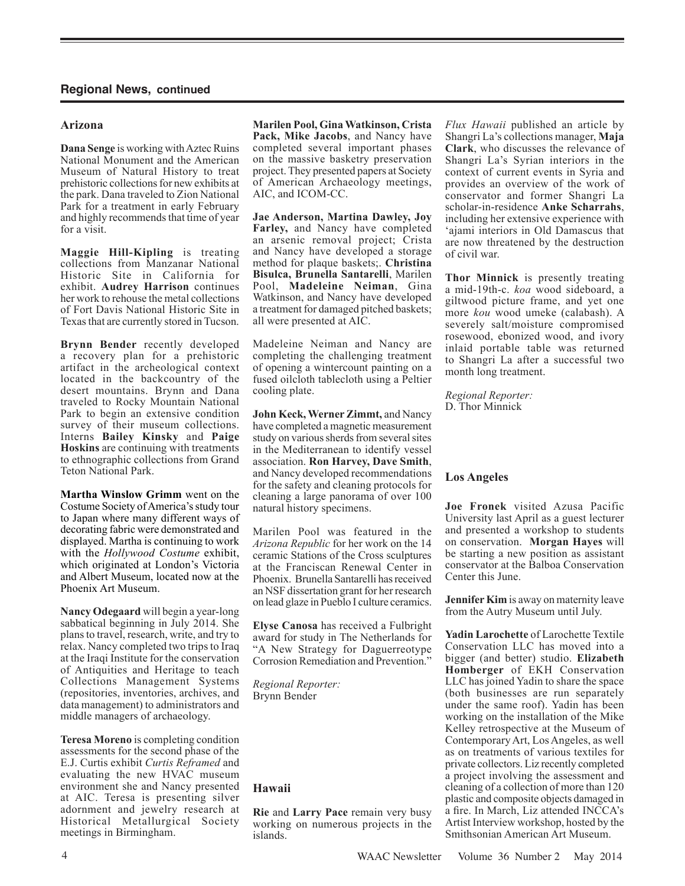## Regional News, continued

### Arizona

**Dana Senge** is working with Aztec Ruins National Monument and the American Museum of Natural History to treat prehistoric collections for new exhibits at the park. Dana traveled to Zion National Park for a treatment in early February and highly recommends that time of year for a visit.

**Maggie Hill-Kipling** is treating collections from Manzanar National Historic Site in California for exhibit. **Audrey Harrison** continues her work to rehouse the metal collections of Fort Davis National Historic Site in Texas that are currently stored in Tucson.

**Brynn Bender** recently developed a recovery plan for a prehistoric artifact in the archeological context located in the backcountry of the desert mountains. Brynn and Dana traveled to Rocky Mountain National Park to begin an extensive condition survey of their museum collections. Interns **Bailey Kinsky** and **Paige Hoskins** are continuing with treatments to ethnographic collections from Grand Teton National Park.

**Martha Winslow Grimm** went on the Costume Society of America's study tour to Japan where many different ways of decorating fabric were demonstrated and displayed. Martha is continuing to work with the *Hollywood Costume* exhibit, which originated at London's Victoria and Albert Museum, located now at the Phoenix Art Museum.

**Nancy Odegaard** will begin a year-long sabbatical beginning in July 2014. She plans to travel, research, write, and try to relax. Nancy completed two trips to Iraq at the Iraqi Institute for the conservation of Antiquities and Heritage to teach Collections Management Systems (repositories, inventories, archives, and data management) to administrators and middle managers of archaeology.

**Teresa Moreno** is completing condition assessments for the second phase of the E.J. Curtis exhibit *Curtis Reframed* and evaluating the new HVAC museum environment she and Nancy presented at AIC. Teresa is presenting silver adornment and jewelry research at Historical Metallurgical Society meetings in Birmingham.

**Marilen Pool, Gina Watkinson, Crista Pack, Mike Jacobs**, and Nancy have completed several important phases on the massive basketry preservation project. They presented papers at Society of American Archaeology meetings, AIC, and ICOM-CC.

**Jae Anderson, Martina Dawley, Joy Farley,** and Nancy have completed an arsenic removal project; Crista and Nancy have developed a storage method for plaque baskets;. **Christina Bisulca, Brunella Santarelli**, Marilen Pool, **Madeleine Neiman**, Gina Watkinson, and Nancy have developed a treatment for damaged pitched baskets; all were presented at AIC.

Madeleine Neiman and Nancy are completing the challenging treatment of opening a wintercount painting on a fused oilcloth tablecloth using a Peltier cooling plate.

**John Keck, Werner Zimmt,** and Nancy have completed a magnetic measurement study on various sherds from several sites in the Mediterranean to identify vessel association. **Ron Harvey, Dave Smith**, and Nancy developed recommendations for the safety and cleaning protocols for cleaning a large panorama of over 100 natural history specimens.

Marilen Pool was featured in the *Arizona Republic* for her work on the 14 ceramic Stations of the Cross sculptures at the Franciscan Renewal Center in Phoenix. Brunella Santarelli has received an NSF dissertation grant for her research on lead glaze in Pueblo I culture ceramics.

**Elyse Canosa** has received a Fulbright award for study in The Netherlands for "A New Strategy for Daguerreotype Corrosion Remediation and Prevention."

*Regional Reporter:*
Brynn Bender

### Hawaii

**Rie** and **Larry Pace** remain very busy working on numerous projects in the islands.

*Flux Hawaii* published an article by Shangri La's collections manager, **Maja Clark**, who discusses the relevance of Shangri La's Syrian interiors in the context of current events in Syria and provides an overview of the work of conservator and former Shangri La scholar-in-residence **Anke Scharrahs**, including her extensive experience with 'ajami interiors in Old Damascus that are now threatened by the destruction of civil war.

**Thor Minnick** is presently treating a mid-19th-c. *koa* wood sideboard, a giltwood picture frame, and yet one more *kou* wood umeke (calabash). A severely salt/moisture compromised rosewood, ebonized wood, and ivory inlaid portable table was returned to Shangri La after a successful two month long treatment.

*Regional Reporter:*
D. Thor Minnick

### Los Angeles

**Joe Fronek** visited Azusa Pacific University last April as a guest lecturer and presented a workshop to students on conservation. **Morgan Hayes** will be starting a new position as assistant conservator at the Balboa Conservation Center this June.

**Jennifer Kim** is away on maternity leave from the Autry Museum until July.

**Yadin Larochette** of Larochette Textile Conservation LLC has moved into a bigger (and better) studio. **Elizabeth Homberger** of EKH Conservation LLC has joined Yadin to share the space (both businesses are run separately under the same roof). Yadin has been working on the installation of the Mike Kelley retrospective at the Museum of Contemporary Art, Los Angeles, as well as on treatments of various textiles for private collectors. Liz recently completed a project involving the assessment and cleaning of a collection of more than 120 plastic and composite objects damaged in a fire. In March, Liz attended INCCA's Artist Interview workshop, hosted by the Smithsonian American Art Museum.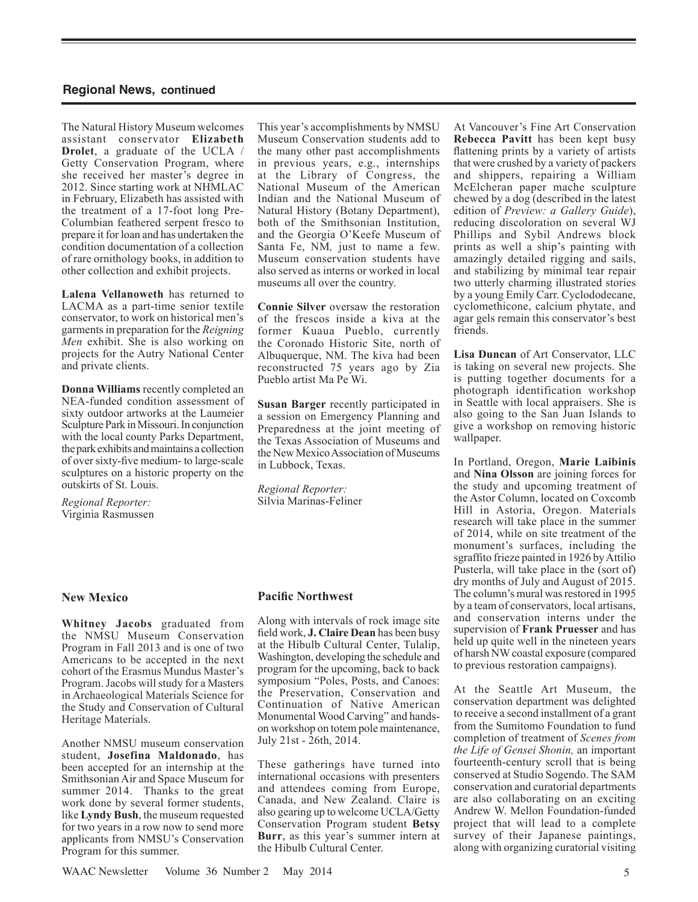## Regional News, continued

The Natural History Museum welcomes assistant conservator **Elizabeth Drolet**, a graduate of the UCLA / Getty Conservation Program, where she received her master's degree in 2012. Since starting work at NHMLAC in February, Elizabeth has assisted with the treatment of a 17-foot long Pre-Columbian feathered serpent fresco to prepare it for loan and has undertaken the condition documentation of a collection of rare ornithology books, in addition to other collection and exhibit projects.

**Lalena Vellanoweth** has returned to LACMA as a part-time senior textile conservator, to work on historical men's garments in preparation for the *Reigning Men* exhibit. She is also working on projects for the Autry National Center and private clients.

**Donna Williams** recently completed an NEA-funded condition assessment of sixty outdoor artworks at the Laumeier Sculpture Park in Missouri. In conjunction with the local county Parks Department, the park exhibits and maintains a collection of over sixty-five medium- to large-scale sculptures on a historic property on the outskirts of St. Louis.

*Regional Reporter:*
Virginia Rasmussen

### New Mexico

**Whitney Jacobs** graduated from the NMSU Museum Conservation Program in Fall 2013 and is one of two Americans to be accepted in the next cohort of the Erasmus Mundus Master's Program. Jacobs will study for a Masters in Archaeological Materials Science for the Study and Conservation of Cultural Heritage Materials.

Another NMSU museum conservation student, **Josefina Maldonado**, has been accepted for an internship at the Smithsonian Air and Space Museum for summer 2014. Thanks to the great work done by several former students, like **Lyndy Bush**, the museum requested for two years in a row now to send more applicants from NMSU's Conservation Program for this summer.

This year's accomplishments by NMSU Museum Conservation students add to the many other past accomplishments in previous years, e.g., internships at the Library of Congress, the National Museum of the American Indian and the National Museum of Natural History (Botany Department), both of the Smithsonian Institution, and the Georgia O'Keefe Museum of Santa Fe, NM, just to name a few. Museum conservation students have also served as interns or worked in local museums all over the country.

**Connie Silver** oversaw the restoration of the frescos inside a kiva at the former Kuaua Pueblo, currently the Coronado Historic Site, north of Albuquerque, NM. The kiva had been reconstructed 75 years ago by Zia Pueblo artist Ma Pe Wi.

**Susan Barger** recently participated in a session on Emergency Planning and Preparedness at the joint meeting of the Texas Association of Museums and the New Mexico Association of Museums in Lubbock, Texas.

*Regional Reporter:*
Silvia Marinas-Feliner

### Pacific Northwest

Along with intervals of rock image site field work, **J. Claire Dean** has been busy at the Hibulb Cultural Center, Tulalip, Washington, developing the schedule and program for the upcoming, back to back symposium "Poles, Posts, and Canoes: the Preservation, Conservation and Continuation of Native American Monumental Wood Carving" and hands-on workshop on totem pole maintenance, July 21st - 26th, 2014.

These gatherings have turned into international occasions with presenters and attendees coming from Europe, Canada, and New Zealand. Claire is also gearing up to welcome UCLA/Getty Conservation Program student **Betsy Burr**, as this year's summer intern at the Hibulb Cultural Center.

At Vancouver's Fine Art Conservation **Rebecca Pavitt** has been kept busy flattening prints by a variety of artists that were crushed by a variety of packers and shippers, repairing a William McElcheran paper mache sculpture chewed by a dog (described in the latest edition of *Preview: a Gallery Guide*), reducing discoloration on several WJ Phillips and Sybil Andrews block prints as well a ship's painting with amazingly detailed rigging and sails, and stabilizing by minimal tear repair two utterly charming illustrated stories by a young Emily Carr. Cyclododecane, cyclomethicone, calcium phytate, and agar gels remain this conservator's best friends.

**Lisa Duncan** of Art Conservator, LLC is taking on several new projects. She is putting together documents for a photograph identification workshop in Seattle with local appraisers. She is also going to the San Juan Islands to give a workshop on removing historic wallpaper.

In Portland, Oregon, **Marie Laibinis** and **Nina Olsson** are joining forces for the study and upcoming treatment of the Astor Column, located on Coxcomb Hill in Astoria, Oregon. Materials research will take place in the summer of 2014, while on site treatment of the monument's surfaces, including the sgraffito frieze painted in 1926 by Attilio Pusterla, will take place in the (sort of) dry months of July and August of 2015. The column's mural was restored in 1995 by a team of conservators, local artisans, and conservation interns under the supervision of **Frank Preusser** and has held up quite well in the nineteen years of harsh NW coastal exposure (compared to previous restoration campaigns).

At the Seattle Art Museum, the conservation department was delighted to receive a second installment of a grant from the Sumitomo Foundation to fund completion of treatment of *Scenes from the Life of Gensei Shonin,* an important fourteenth-century scroll that is being conserved at Studio Sogendo. The SAM conservation and curatorial departments are also collaborating on an exciting Andrew W. Mellon Foundation-funded project that will lead to a complete survey of their Japanese paintings, along with organizing curatorial visiting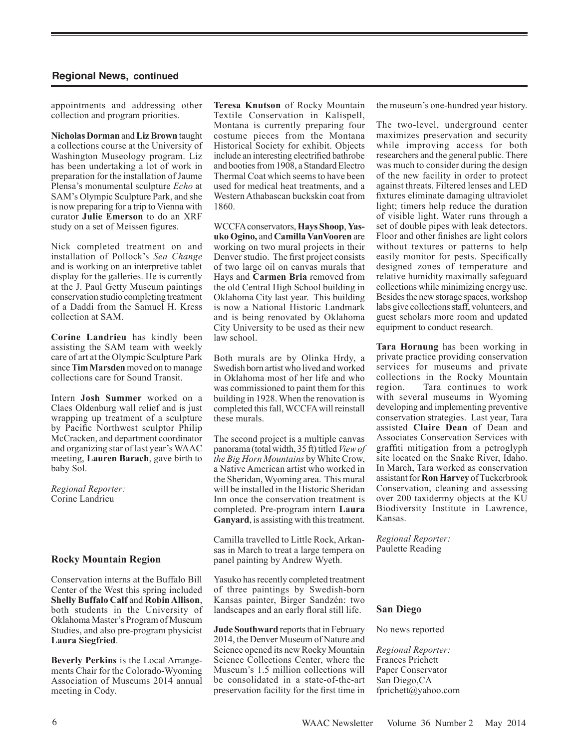## Regional News, continued

appointments and addressing other collection and program priorities.

**Nicholas Dorman** and **Liz Brown** taught a collections course at the University of Washington Museology program. Liz has been undertaking a lot of work in preparation for the installation of Jaume Plensa's monumental sculpture *Echo* at SAM's Olympic Sculpture Park, and she is now preparing for a trip to Vienna with curator **Julie Emerson** to do an XRF study on a set of Meissen figures.

Nick completed treatment on and installation of Pollock's *Sea Change* and is working on an interpretive tablet display for the galleries. He is currently at the J. Paul Getty Museum paintings conservation studio completing treatment of a Daddi from the Samuel H. Kress collection at SAM.

**Corine Landrieu** has kindly been assisting the SAM team with weekly care of art at the Olympic Sculpture Park since **Tim Marsden** moved on to manage collections care for Sound Transit.

Intern **Josh Summer** worked on a Claes Oldenburg wall relief and is just wrapping up treatment of a sculpture by Pacific Northwest sculptor Philip McCracken, and department coordinator and organizing star of last year's WAAC meeting, **Lauren Barach**, gave birth to baby Sol.

*Regional Reporter:*
Corine Landrieu

### Rocky Mountain Region

Conservation interns at the Buffalo Bill Center of the West this spring included **Shelly Buffalo Calf** and **Robin Allison**, both students in the University of Oklahoma Master's Program of Museum Studies, and also pre-program physicist **Laura Siegfried**.

**Beverly Perkins** is the Local Arrangements Chair for the Colorado-Wyoming Association of Museums 2014 annual meeting in Cody.

**Teresa Knutson** of Rocky Mountain Textile Conservation in Kalispell, Montana is currently preparing four costume pieces from the Montana Historical Society for exhibit. Objects include an interesting electrified bathrobe and booties from 1908, a Standard Electro Thermal Coat which seems to have been used for medical heat treatments, and a Western Athabascan buckskin coat from 1860.

WCCFA conservators, **Hays Shoop**, **Yasuko Ogino,** and **Camilla VanVooren** are working on two mural projects in their Denver studio. The first project consists of two large oil on canvas murals that Hays and **Carmen Bria** removed from the old Central High School building in Oklahoma City last year. This building is now a National Historic Landmark and is being renovated by Oklahoma City University to be used as their new law school.

Both murals are by Olinka Hrdy, a Swedish born artist who lived and worked in Oklahoma most of her life and who was commissioned to paint them for this building in 1928. When the renovation is completed this fall, WCCFA will reinstall these murals.

The second project is a multiple canvas panorama (total width, 35 ft) titled *View of the Big Horn Mountains* by White Crow, a Native American artist who worked in the Sheridan, Wyoming area. This mural will be installed in the Historic Sheridan Inn once the conservation treatment is completed. Pre-program intern **Laura Ganyard**, is assisting with this treatment.

Camilla travelled to Little Rock, Arkansas in March to treat a large tempera on panel painting by Andrew Wyeth.

Yasuko has recently completed treatment of three paintings by Swedish-born Kansas painter, Birger Sandzén: two landscapes and an early floral still life.

**Jude Southward** reports that in February 2014, the Denver Museum of Nature and Science opened its new Rocky Mountain Science Collections Center, where the Museum's 1.5 million collections will be consolidated in a state-of-the-art preservation facility for the first time in the museum's one-hundred year history.

The two-level, underground center maximizes preservation and security while improving access for both researchers and the general public. There was much to consider during the design of the new facility in order to protect against threats. Filtered lenses and LED fixtures eliminate damaging ultraviolet light; timers help reduce the duration of visible light. Water runs through a set of double pipes with leak detectors. Floor and other finishes are light colors without textures or patterns to help easily monitor for pests. Specifically designed zones of temperature and relative humidity maximally safeguard collections while minimizing energy use. Besides the new storage spaces, workshop labs give collections staff, volunteers, and guest scholars more room and updated equipment to conduct research.

**Tara Hornung** has been working in private practice providing conservation services for museums and private collections in the Rocky Mountain region. Tara continues to work with several museums in Wyoming developing and implementing preventive conservation strategies. Last year, Tara assisted **Claire Dean** of Dean and Associates Conservation Services with graffiti mitigation from a petroglyph site located on the Snake River, Idaho. In March, Tara worked as conservation assistant for **Ron Harvey** of Tuckerbrook Conservation, cleaning and assessing over 200 taxidermy objects at the KU Biodiversity Institute in Lawrence, Kansas.

*Regional Reporter:*
Paulette Reading

### San Diego

No news reported

*Regional Reporter:*
Frances Prichett
Paper Conservator
San Diego,CA
fprichett@yahoo.com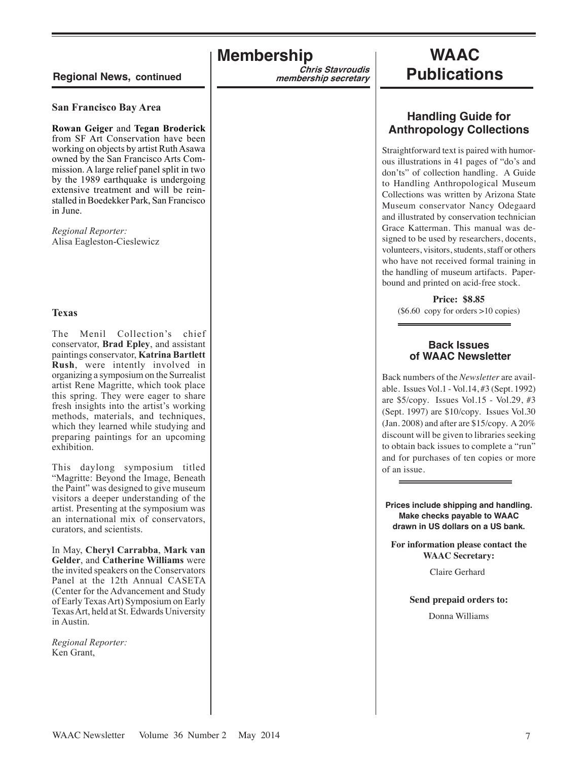**Regional News, continued**

### San Francisco Bay Area

**Rowan Geiger** and **Tegan Broderick** from SF Art Conservation have been working on objects by artist Ruth Asawa owned by the San Francisco Arts Commission. A large relief panel split in two by the 1989 earthquake is undergoing extensive treatment and will be reinstalled in Boedekker Park, San Francisco in June.

*Regional Reporter:*
Alisa Eagleston-Cieslewicz

### Texas

The Menil Collection's chief conservator, **Brad Epley**, and assistant paintings conservator, **Katrina Bartlett Rush**, were intently involved in organizing a symposium on the Surrealist artist Rene Magritte, which took place this spring. They were eager to share fresh insights into the artist's working methods, materials, and techniques, which they learned while studying and preparing paintings for an upcoming exhibition.

This daylong symposium titled "Magritte: Beyond the Image, Beneath the Paint" was designed to give museum visitors a deeper understanding of the artist. Presenting at the symposium was an international mix of conservators, curators, and scientists.

In May, **Cheryl Carrabba**, **Mark van Gelder**, and **Catherine Williams** were the invited speakers on the Conservators Panel at the 12th Annual CASETA (Center for the Advancement and Study of Early Texas Art) Symposium on Early Texas Art, held at St. Edwards University in Austin.

*Regional Reporter:*
Ken Grant,

# Membership

***Chris Stavroudis***
***membership secretary***

# WAAC Publications

### Handling Guide for Anthropology Collections

Straightforward text is paired with humorous illustrations in 41 pages of "do's and don'ts" of collection handling. A Guide to Handling Anthropological Museum Collections was written by Arizona State Museum conservator Nancy Odegaard and illustrated by conservation technician Grace Katterman. This manual was designed to be used by researchers, docents, volunteers, visitors, students, staff or others who have not received formal training in the handling of museum artifacts. Paperbound and printed on acid-free stock.

**Price: $8.85**
($6.60 copy for orders >10 copies)

### Back Issues of WAAC Newsletter

Back numbers of the *Newsletter* are available. Issues Vol.1 - Vol.14, #3 (Sept. 1992) are $5/copy. Issues Vol.15 - Vol.29, #3 (Sept. 1997) are $10/copy. Issues Vol.30 (Jan. 2008) and after are $15/copy. A 20% discount will be given to libraries seeking to obtain back issues to complete a "run" and for purchases of ten copies or more of an issue.

**Prices include shipping and handling. Make checks payable to WAAC drawn in US dollars on a US bank.**

**For information please contact the WAAC Secretary:**

Claire Gerhard

**Send prepaid orders to:**

Donna Williams